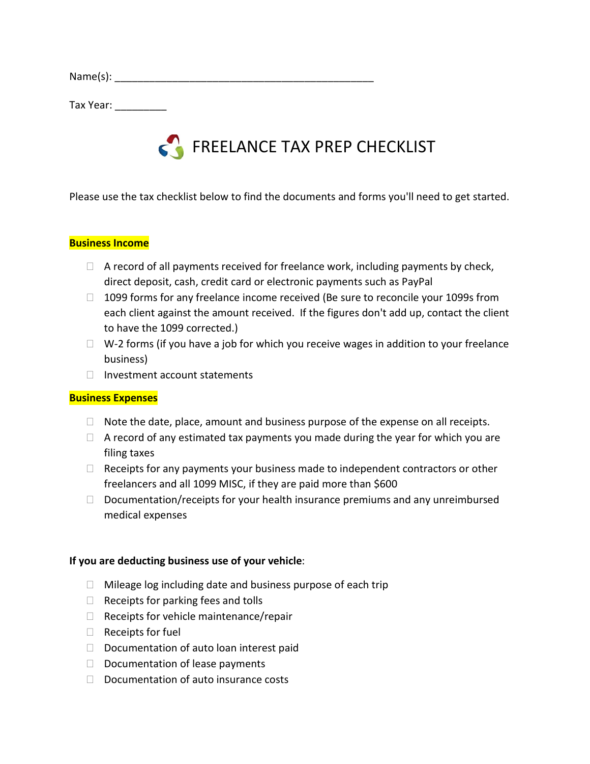Name(s): ______________________________________________

Tax Year: _________

# FREELANCE TAX PREP CHECKLIST

Please use the tax checklist below to find the documents and forms you'll need to get started.

**Business Income**

- ☐ A record of all payments received for freelance work, including payments by check, direct deposit, cash, credit card or electronic payments such as PayPal
- ☐ 1099 forms for any freelance income received (Be sure to reconcile your 1099s from each client against the amount received. If the figures don't add up, contact the client to have the 1099 corrected.)
- ☐ W-2 forms (if you have a job for which you receive wages in addition to your freelance business)
- ☐ Investment account statements

**Business Expenses**

- ☐ Note the date, place, amount and business purpose of the expense on all receipts.
- ☐ A record of any estimated tax payments you made during the year for which you are filing taxes
- ☐ Receipts for any payments your business made to independent contractors or other freelancers and all 1099 MISC, if they are paid more than $600
- ☐ Documentation/receipts for your health insurance premiums and any unreimbursed medical expenses

**If you are deducting business use of your vehicle**:

- ☐ Mileage log including date and business purpose of each trip
- ☐ Receipts for parking fees and tolls
- ☐ Receipts for vehicle maintenance/repair
- ☐ Receipts for fuel
- ☐ Documentation of auto loan interest paid
- ☐ Documentation of lease payments
- ☐ Documentation of auto insurance costs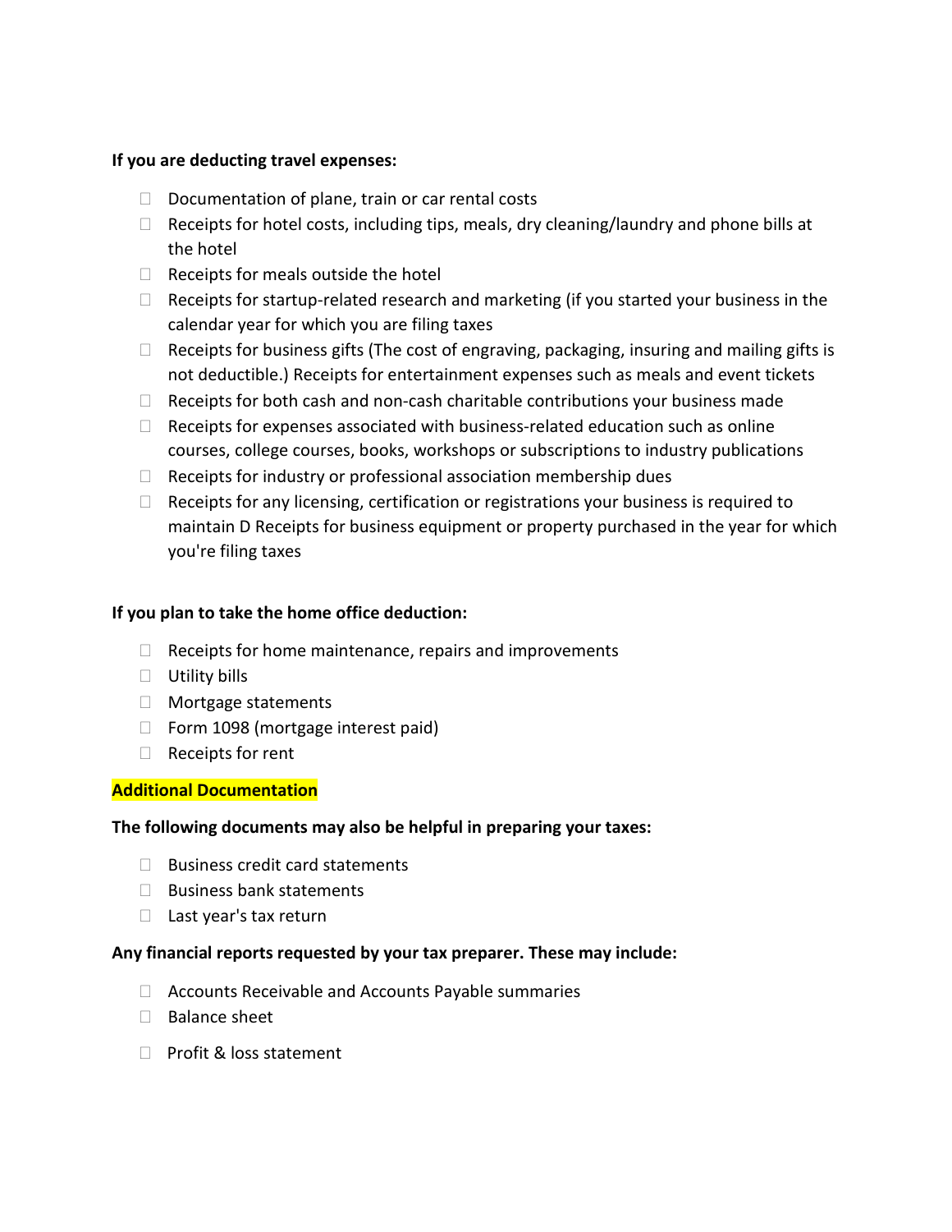**If you are deducting travel expenses:**

- Documentation of plane, train or car rental costs
- Receipts for hotel costs, including tips, meals, dry cleaning/laundry and phone bills at the hotel
- Receipts for meals outside the hotel
- Receipts for startup-related research and marketing (if you started your business in the calendar year for which you are filing taxes
- Receipts for business gifts (The cost of engraving, packaging, insuring and mailing gifts is not deductible.) Receipts for entertainment expenses such as meals and event tickets
- Receipts for both cash and non-cash charitable contributions your business made
- Receipts for expenses associated with business-related education such as online courses, college courses, books, workshops or subscriptions to industry publications
- Receipts for industry or professional association membership dues
- Receipts for any licensing, certification or registrations your business is required to maintain D Receipts for business equipment or property purchased in the year for which you're filing taxes

**If you plan to take the home office deduction:**

- Receipts for home maintenance, repairs and improvements
- Utility bills
- Mortgage statements
- Form 1098 (mortgage interest paid)
- Receipts for rent

**Additional Documentation**

**The following documents may also be helpful in preparing your taxes:**

- Business credit card statements
- Business bank statements
- Last year's tax return

**Any financial reports requested by your tax preparer. These may include:**

- Accounts Receivable and Accounts Payable summaries
- Balance sheet
- Profit & loss statement